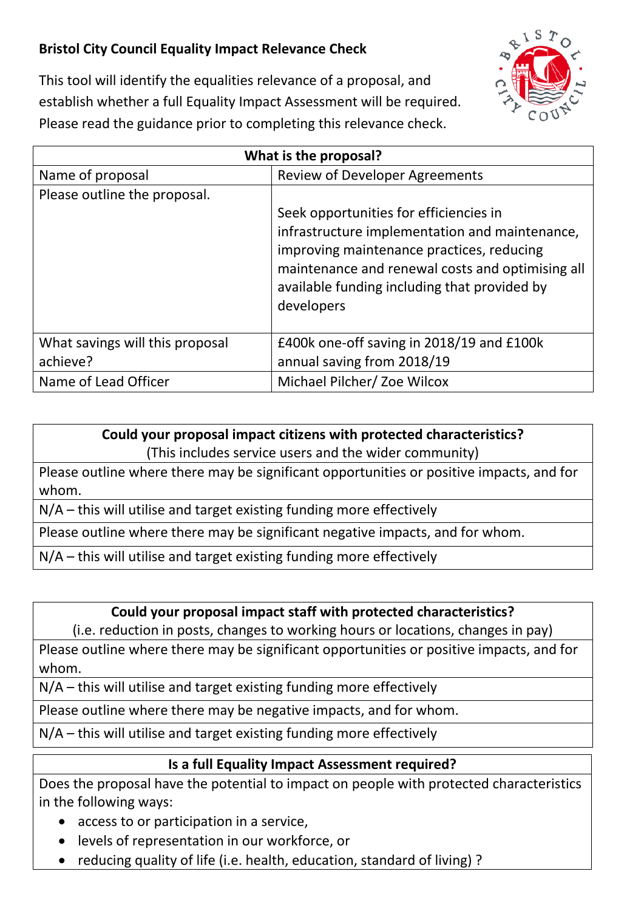**Bristol City Council Equality Impact Relevance Check**

This tool will identify the equalities relevance of a proposal, and establish whether a full Equality Impact Assessment will be required. Please read the guidance prior to completing this relevance check.

| What is the proposal? | |
|---|---|
| Name of proposal | Review of Developer Agreements |
| Please outline the proposal. | Seek opportunities for efficiencies in infrastructure implementation and maintenance, improving maintenance practices, reducing maintenance and renewal costs and optimising all available funding including that provided by developers |
| What savings will this proposal achieve? | £400k one-off saving in 2018/19 and £100k annual saving from 2018/19 |
| Name of Lead Officer | Michael Pilcher/ Zoe Wilcox |

| **Could your proposal impact citizens with protected characteristics?** (This includes service users and the wider community) |
|---|
| Please outline where there may be significant opportunities or positive impacts, and for whom. |
| N/A – this will utilise and target existing funding more effectively |
| Please outline where there may be significant negative impacts, and for whom. |
| N/A – this will utilise and target existing funding more effectively |

| **Could your proposal impact staff with protected characteristics?** (i.e. reduction in posts, changes to working hours or locations, changes in pay) |
|---|
| Please outline where there may be significant opportunities or positive impacts, and for whom. |
| N/A – this will utilise and target existing funding more effectively |
| Please outline where there may be negative impacts, and for whom. |
| N/A – this will utilise and target existing funding more effectively |

**Is a full Equality Impact Assessment required?**

Does the proposal have the potential to impact on people with protected characteristics in the following ways:

- access to or participation in a service,
- levels of representation in our workforce, or
- reducing quality of life (i.e. health, education, standard of living) ?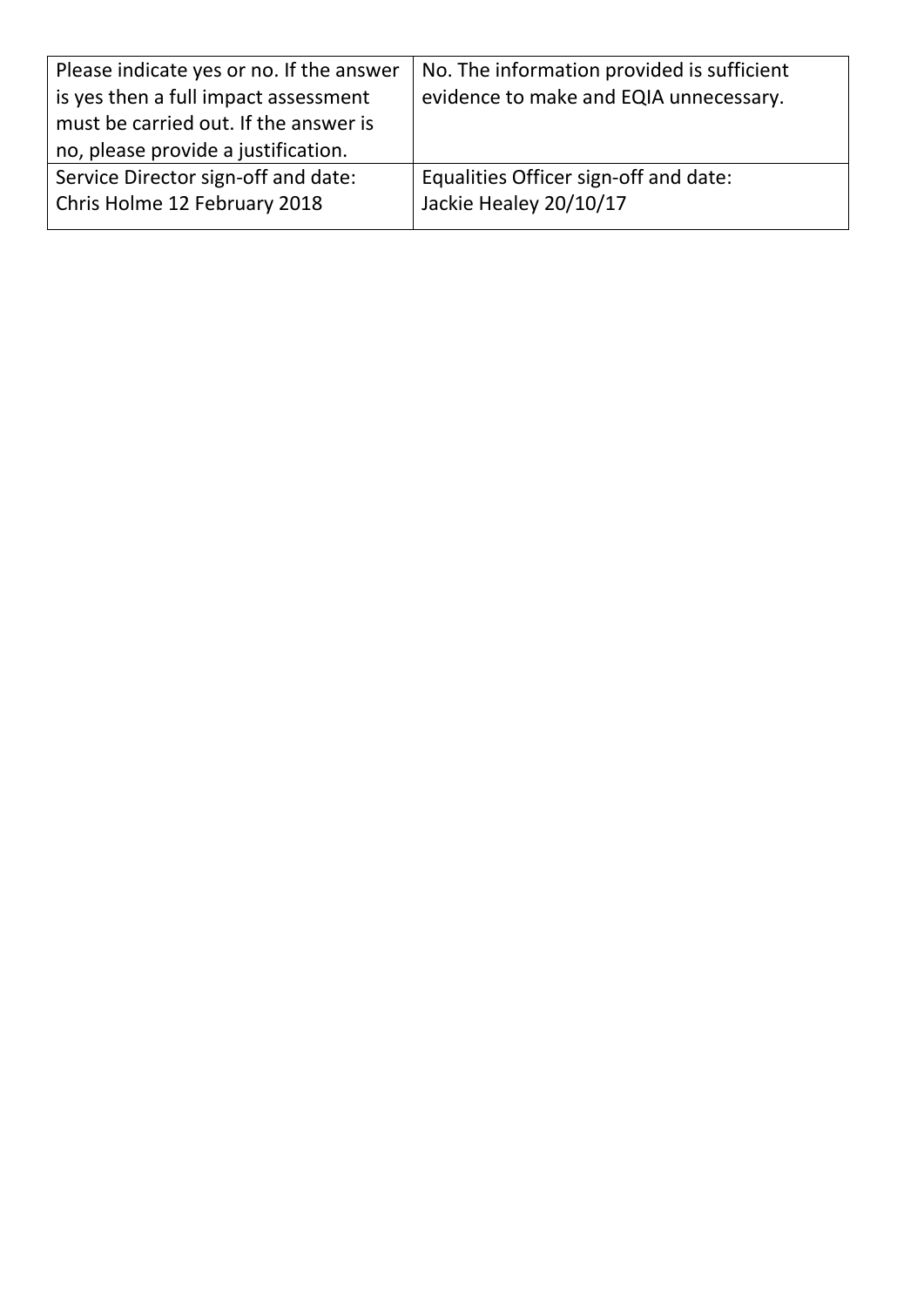| | |
|---|---|
| Please indicate yes or no. If the answer is yes then a full impact assessment must be carried out. If the answer is no, please provide a justification. | No. The information provided is sufficient evidence to make and EQIA unnecessary. |
| Service Director sign-off and date: Chris Holme 12 February 2018 | Equalities Officer sign-off and date: Jackie Healey 20/10/17 |